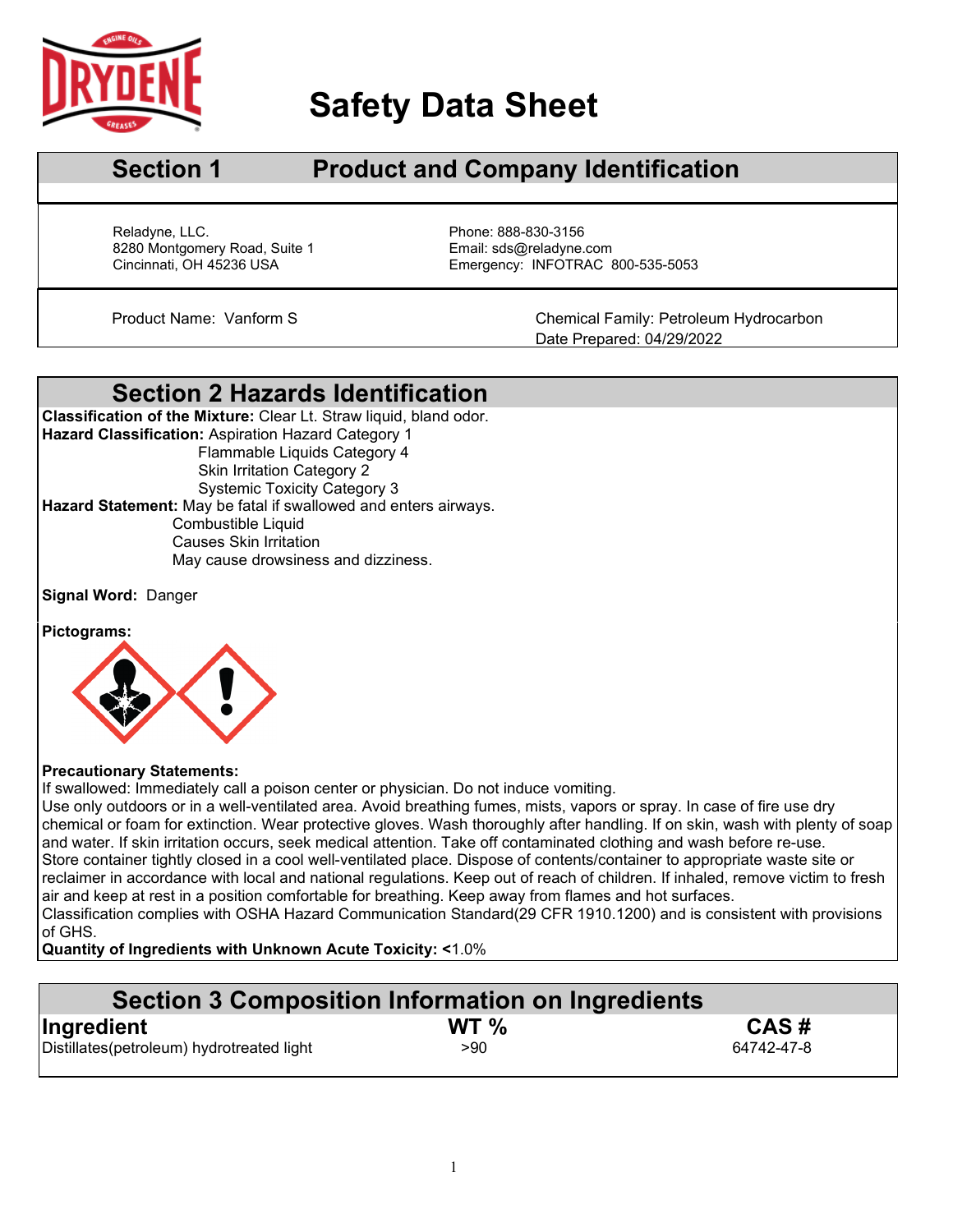# Safety Data Sheet

## Section 1 Product and Company Identification

Reladyne, LLC.
8280 Montgomery Road, Suite 1
Cincinnati, OH 45236 USA

Phone: 888-830-3156
Email: sds@reladyne.com
Emergency: INFOTRAC 800-535-5053

Product Name: Vanform S

Chemical Family: Petroleum Hydrocarbon
Date Prepared: 04/29/2022

## Section 2 Hazards Identification

**Classification of the Mixture:** Clear Lt. Straw liquid, bland odor.

**Hazard Classification:** Aspiration Hazard Category 1
Flammable Liquids Category 4
Skin Irritation Category 2
Systemic Toxicity Category 3

**Hazard Statement:** May be fatal if swallowed and enters airways.
Combustible Liquid
Causes Skin Irritation
May cause drowsiness and dizziness.

**Signal Word:** Danger

**Pictograms:**

**Precautionary Statements:**
If swallowed: Immediately call a poison center or physician. Do not induce vomiting.
Use only outdoors or in a well-ventilated area. Avoid breathing fumes, mists, vapors or spray. In case of fire use dry chemical or foam for extinction. Wear protective gloves. Wash thoroughly after handling. If on skin, wash with plenty of soap and water. If skin irritation occurs, seek medical attention. Take off contaminated clothing and wash before re-use.
Store container tightly closed in a cool well-ventilated place. Dispose of contents/container to appropriate waste site or reclaimer in accordance with local and national regulations. Keep out of reach of children. If inhaled, remove victim to fresh air and keep at rest in a position comfortable for breathing. Keep away from flames and hot surfaces.
Classification complies with OSHA Hazard Communication Standard(29 CFR 1910.1200) and is consistent with provisions of GHS.

**Quantity of Ingredients with Unknown Acute Toxicity:** <1.0%

## Section 3 Composition Information on Ingredients

| Ingredient | WT % | CAS # |
|---|---|---|
| Distillates(petroleum) hydrotreated light | >90 | 64742-47-8 |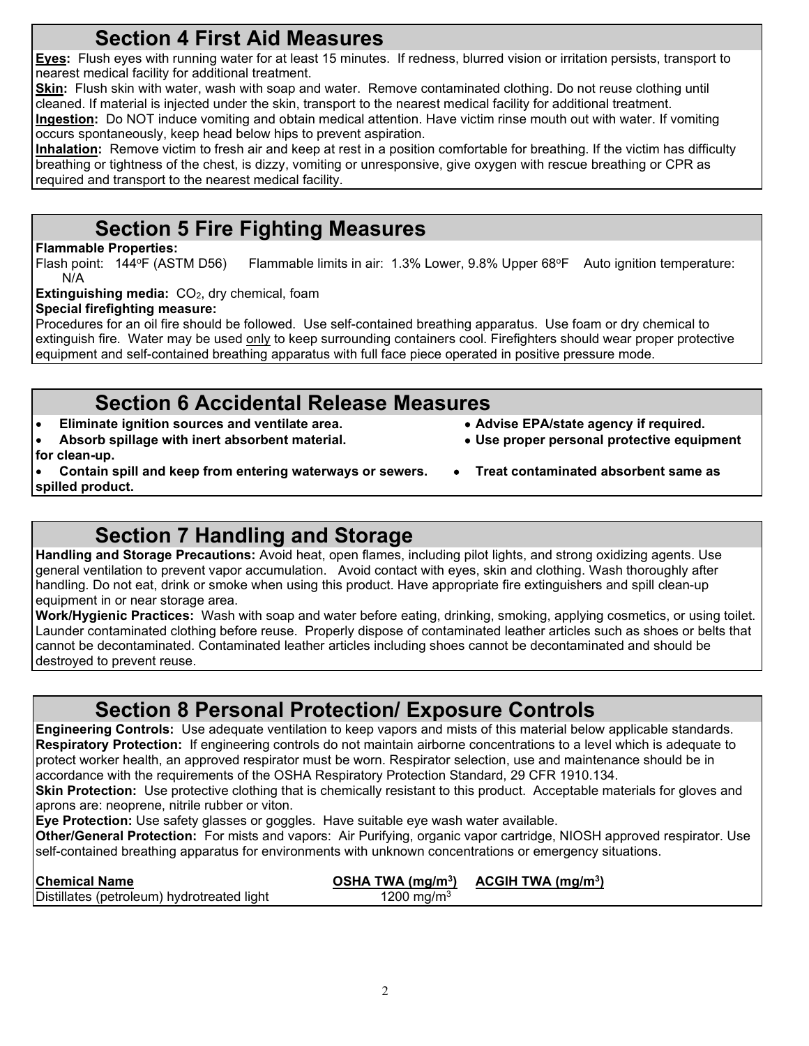## Section 4 First Aid Measures

**Eyes:** Flush eyes with running water for at least 15 minutes. If redness, blurred vision or irritation persists, transport to nearest medical facility for additional treatment.

**Skin:** Flush skin with water, wash with soap and water. Remove contaminated clothing. Do not reuse clothing until cleaned. If material is injected under the skin, transport to the nearest medical facility for additional treatment.

**Ingestion:** Do NOT induce vomiting and obtain medical attention. Have victim rinse mouth out with water. If vomiting occurs spontaneously, keep head below hips to prevent aspiration.

**Inhalation:** Remove victim to fresh air and keep at rest in a position comfortable for breathing. If the victim has difficulty breathing or tightness of the chest, is dizzy, vomiting or unresponsive, give oxygen with rescue breathing or CPR as required and transport to the nearest medical facility.

## Section 5 Fire Fighting Measures

**Flammable Properties:**

Flash point: 144°F (ASTM D56) Flammable limits in air: 1.3% Lower, 9.8% Upper 68°F Auto ignition temperature: N/A

**Extinguishing media:** $CO_2$, dry chemical, foam

**Special firefighting measure:**

Procedures for an oil fire should be followed. Use self-contained breathing apparatus. Use foam or dry chemical to extinguish fire. Water may be used only to keep surrounding containers cool. Firefighters should wear proper protective equipment and self-contained breathing apparatus with full face piece operated in positive pressure mode.

## Section 6 Accidental Release Measures

- **Eliminate ignition sources and ventilate area.**
- **Advise EPA/state agency if required.**
- **Absorb spillage with inert absorbent material.**
- **Use proper personal protective equipment for clean-up.**
- **Contain spill and keep from entering waterways or sewers.**
- **Treat contaminated absorbent same as spilled product.**

## Section 7 Handling and Storage

**Handling and Storage Precautions:** Avoid heat, open flames, including pilot lights, and strong oxidizing agents. Use general ventilation to prevent vapor accumulation. Avoid contact with eyes, skin and clothing. Wash thoroughly after handling. Do not eat, drink or smoke when using this product. Have appropriate fire extinguishers and spill clean-up equipment in or near storage area.

**Work/Hygienic Practices:** Wash with soap and water before eating, drinking, smoking, applying cosmetics, or using toilet. Launder contaminated clothing before reuse. Properly dispose of contaminated leather articles such as shoes or belts that cannot be decontaminated. Contaminated leather articles including shoes cannot be decontaminated and should be destroyed to prevent reuse.

## Section 8 Personal Protection/ Exposure Controls

**Engineering Controls:** Use adequate ventilation to keep vapors and mists of this material below applicable standards.

**Respiratory Protection:** If engineering controls do not maintain airborne concentrations to a level which is adequate to protect worker health, an approved respirator must be worn. Respirator selection, use and maintenance should be in accordance with the requirements of the OSHA Respiratory Protection Standard, 29 CFR 1910.134.

**Skin Protection:** Use protective clothing that is chemically resistant to this product. Acceptable materials for gloves and aprons are: neoprene, nitrile rubber or viton.

**Eye Protection:** Use safety glasses or goggles. Have suitable eye wash water available.

**Other/General Protection:** For mists and vapors: Air Purifying, organic vapor cartridge, NIOSH approved respirator. Use self-contained breathing apparatus for environments with unknown concentrations or emergency situations.

| Chemical Name | OSHA TWA ($mg/m^3$) | ACGIH TWA ($mg/m^3$) |
|---|---|---|
| Distillates (petroleum) hydrotreated light | 1200 $mg/m^3$ | |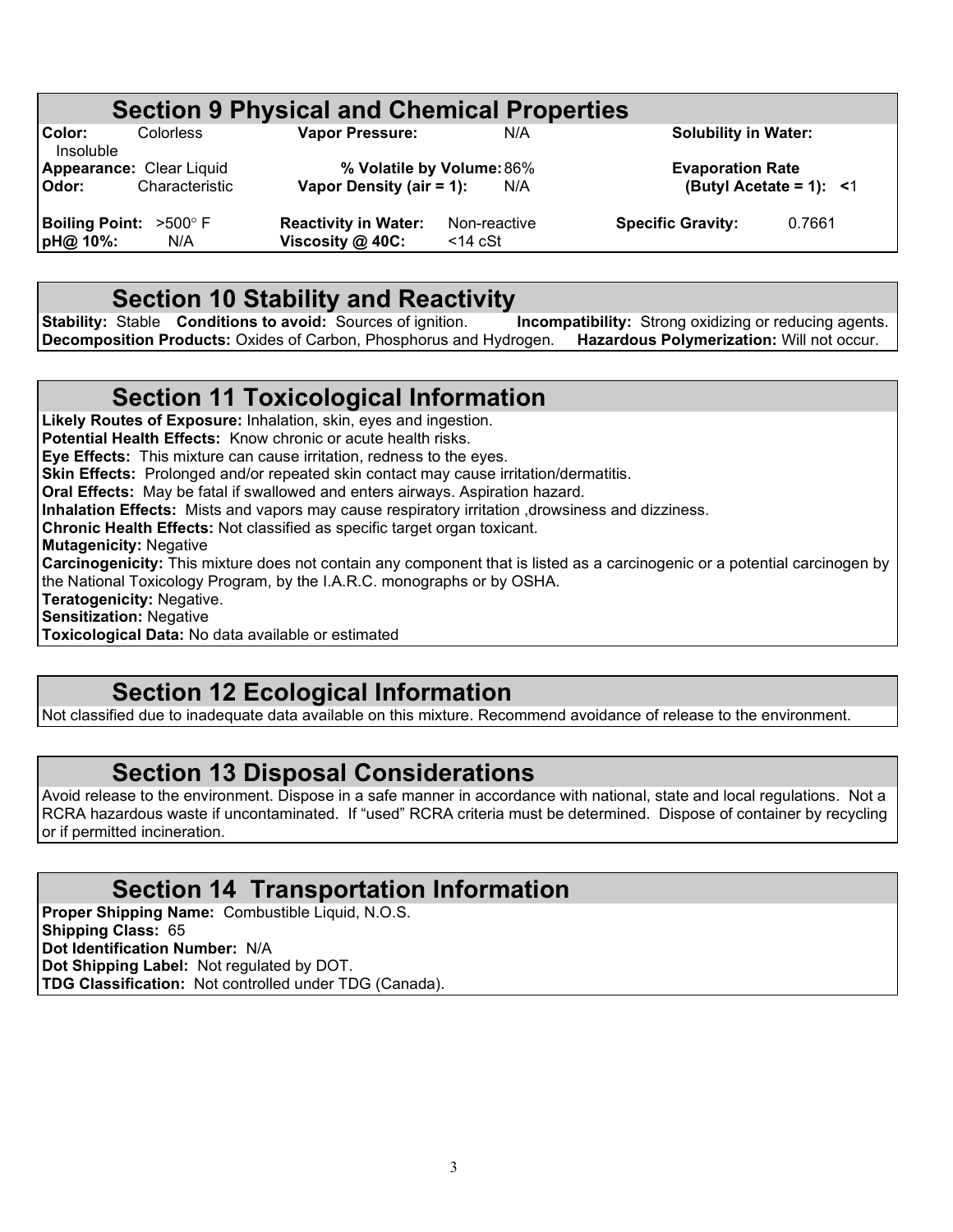## Section 9 Physical and Chemical Properties

| | | | | | |
|---|---|---|---|---|---|
| **Color:** | Colorless | **Vapor Pressure:** | N/A | **Solubility in Water:** | Insoluble |
| **Appearance:** | Clear Liquid | **% Volatile by Volume:** | 86% | **Evaporation Rate (Butyl Acetate = 1):** | <1 |
| **Odor:** | Characteristic | **Vapor Density (air = 1):** | N/A | | |
| **Boiling Point:** | >500° F | **Reactivity in Water:** | Non-reactive | **Specific Gravity:** | 0.7661 |
| **pH@ 10%:** | N/A | **Viscosity @ 40C:** | <14 cSt | | |

## Section 10 Stability and Reactivity

**Stability:** Stable **Conditions to avoid:** Sources of ignition. **Incompatibility:** Strong oxidizing or reducing agents.
**Decomposition Products:** Oxides of Carbon, Phosphorus and Hydrogen. **Hazardous Polymerization:** Will not occur.

## Section 11 Toxicological Information

**Likely Routes of Exposure:** Inhalation, skin, eyes and ingestion.
**Potential Health Effects:** Know chronic or acute health risks.
**Eye Effects:** This mixture can cause irritation, redness to the eyes.
**Skin Effects:** Prolonged and/or repeated skin contact may cause irritation/dermatitis.
**Oral Effects:** May be fatal if swallowed and enters airways. Aspiration hazard.
**Inhalation Effects:** Mists and vapors may cause respiratory irritation ,drowsiness and dizziness.
**Chronic Health Effects:** Not classified as specific target organ toxicant.
**Mutagenicity:** Negative
**Carcinogenicity:** This mixture does not contain any component that is listed as a carcinogenic or a potential carcinogen by the National Toxicology Program, by the I.A.R.C. monographs or by OSHA.
**Teratogenicity:** Negative.
**Sensitization:** Negative
**Toxicological Data:** No data available or estimated

## Section 12 Ecological Information

Not classified due to inadequate data available on this mixture. Recommend avoidance of release to the environment.

## Section 13 Disposal Considerations

Avoid release to the environment. Dispose in a safe manner in accordance with national, state and local regulations. Not a RCRA hazardous waste if uncontaminated. If "used" RCRA criteria must be determined. Dispose of container by recycling or if permitted incineration.

## Section 14 Transportation Information

**Proper Shipping Name:** Combustible Liquid, N.O.S.
**Shipping Class:** 65
**Dot Identification Number:** N/A
**Dot Shipping Label:** Not regulated by DOT.
**TDG Classification:** Not controlled under TDG (Canada).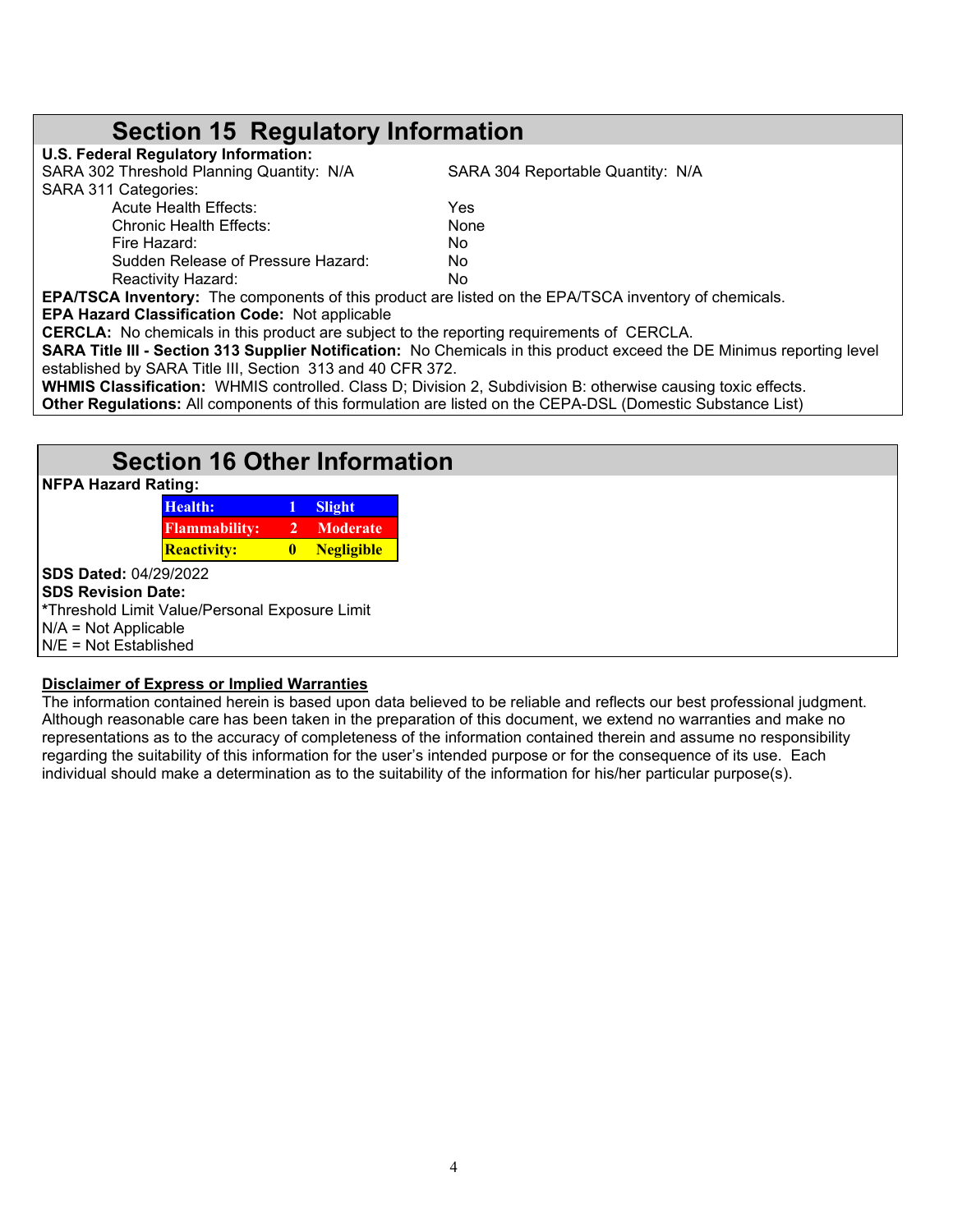## Section 15 Regulatory Information

**U.S. Federal Regulatory Information:**

SARA 302 Threshold Planning Quantity: N/A | SARA 304 Reportable Quantity: N/A

SARA 311 Categories:

| | |
|---|---|
| Acute Health Effects: | Yes |
| Chronic Health Effects: | None |
| Fire Hazard: | No |
| Sudden Release of Pressure Hazard: | No |
| Reactivity Hazard: | No |

**EPA/TSCA Inventory:** The components of this product are listed on the EPA/TSCA inventory of chemicals.

**EPA Hazard Classification Code:** Not applicable

**CERCLA:** No chemicals in this product are subject to the reporting requirements of CERCLA.

**SARA Title III - Section 313 Supplier Notification:** No Chemicals in this product exceed the DE Minimus reporting level established by SARA Title III, Section 313 and 40 CFR 372.

**WHMIS Classification:** WHMIS controlled. Class D; Division 2, Subdivision B: otherwise causing toxic effects.

**Other Regulations:** All components of this formulation are listed on the CEPA-DSL (Domestic Substance List)

## Section 16 Other Information

**NFPA Hazard Rating:**

| | | |
|---|---|---|
| **Health:** | **1** | **Slight** |
| **Flammability:** | **2** | **Moderate** |
| **Reactivity:** | **0** | **Negligible** |

**SDS Dated:** 04/29/2022

**SDS Revision Date:**

*Threshold Limit Value/Personal Exposure Limit

N/A = Not Applicable

N/E = Not Established

**Disclaimer of Express or Implied Warranties**

The information contained herein is based upon data believed to be reliable and reflects our best professional judgment. Although reasonable care has been taken in the preparation of this document, we extend no warranties and make no representations as to the accuracy of completeness of the information contained therein and assume no responsibility regarding the suitability of this information for the user's intended purpose or for the consequence of its use. Each individual should make a determination as to the suitability of the information for his/her particular purpose(s).